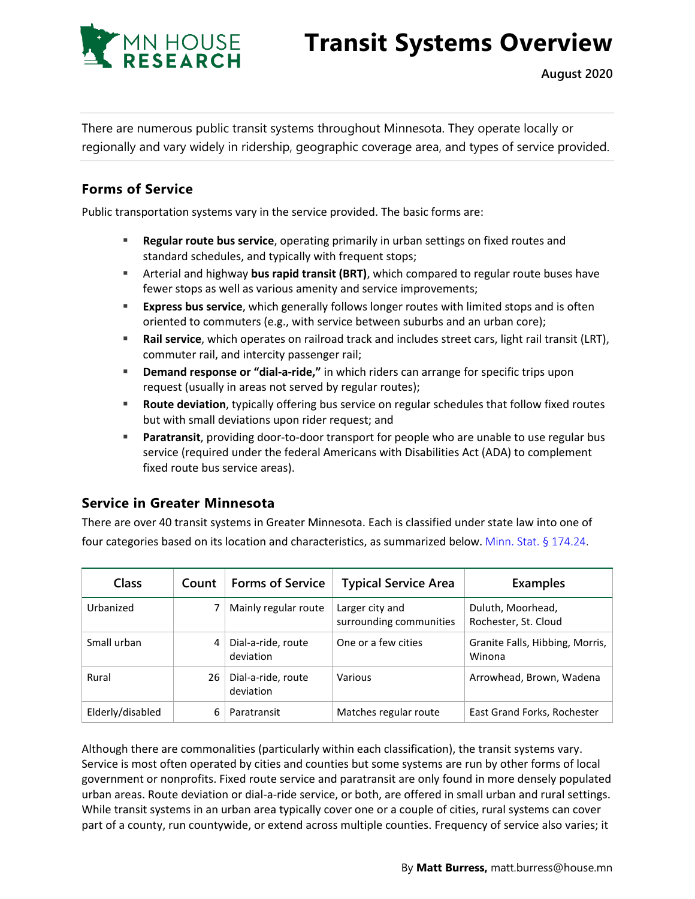# Transit Systems Overview

**August 2020**

There are numerous public transit systems throughout Minnesota. They operate locally or regionally and vary widely in ridership, geographic coverage area, and types of service provided.

## Forms of Service

Public transportation systems vary in the service provided. The basic forms are:

- **Regular route bus service**, operating primarily in urban settings on fixed routes and standard schedules, and typically with frequent stops;
- Arterial and highway **bus rapid transit (BRT)**, which compared to regular route buses have fewer stops as well as various amenity and service improvements;
- **Express bus service**, which generally follows longer routes with limited stops and is often oriented to commuters (e.g., with service between suburbs and an urban core);
- **Rail service**, which operates on railroad track and includes street cars, light rail transit (LRT), commuter rail, and intercity passenger rail;
- **Demand response or "dial-a-ride,"** in which riders can arrange for specific trips upon request (usually in areas not served by regular routes);
- **Route deviation**, typically offering bus service on regular schedules that follow fixed routes but with small deviations upon rider request; and
- **Paratransit**, providing door-to-door transport for people who are unable to use regular bus service (required under the federal Americans with Disabilities Act (ADA) to complement fixed route bus service areas).

## Service in Greater Minnesota

There are over 40 transit systems in Greater Minnesota. Each is classified under state law into one of four categories based on its location and characteristics, as summarized below. Minn. Stat. § 174.24.

| Class | Count | Forms of Service | Typical Service Area | Examples |
|---|---|---|---|---|
| Urbanized | 7 | Mainly regular route | Larger city and surrounding communities | Duluth, Moorhead, Rochester, St. Cloud |
| Small urban | 4 | Dial-a-ride, route deviation | One or a few cities | Granite Falls, Hibbing, Morris, Winona |
| Rural | 26 | Dial-a-ride, route deviation | Various | Arrowhead, Brown, Wadena |
| Elderly/disabled | 6 | Paratransit | Matches regular route | East Grand Forks, Rochester |

Although there are commonalities (particularly within each classification), the transit systems vary. Service is most often operated by cities and counties but some systems are run by other forms of local government or nonprofits. Fixed route service and paratransit are only found in more densely populated urban areas. Route deviation or dial-a-ride service, or both, are offered in small urban and rural settings. While transit systems in an urban area typically cover one or a couple of cities, rural systems can cover part of a county, run countywide, or extend across multiple counties. Frequency of service also varies; it

By **Matt Burress,** matt.burress@house.mn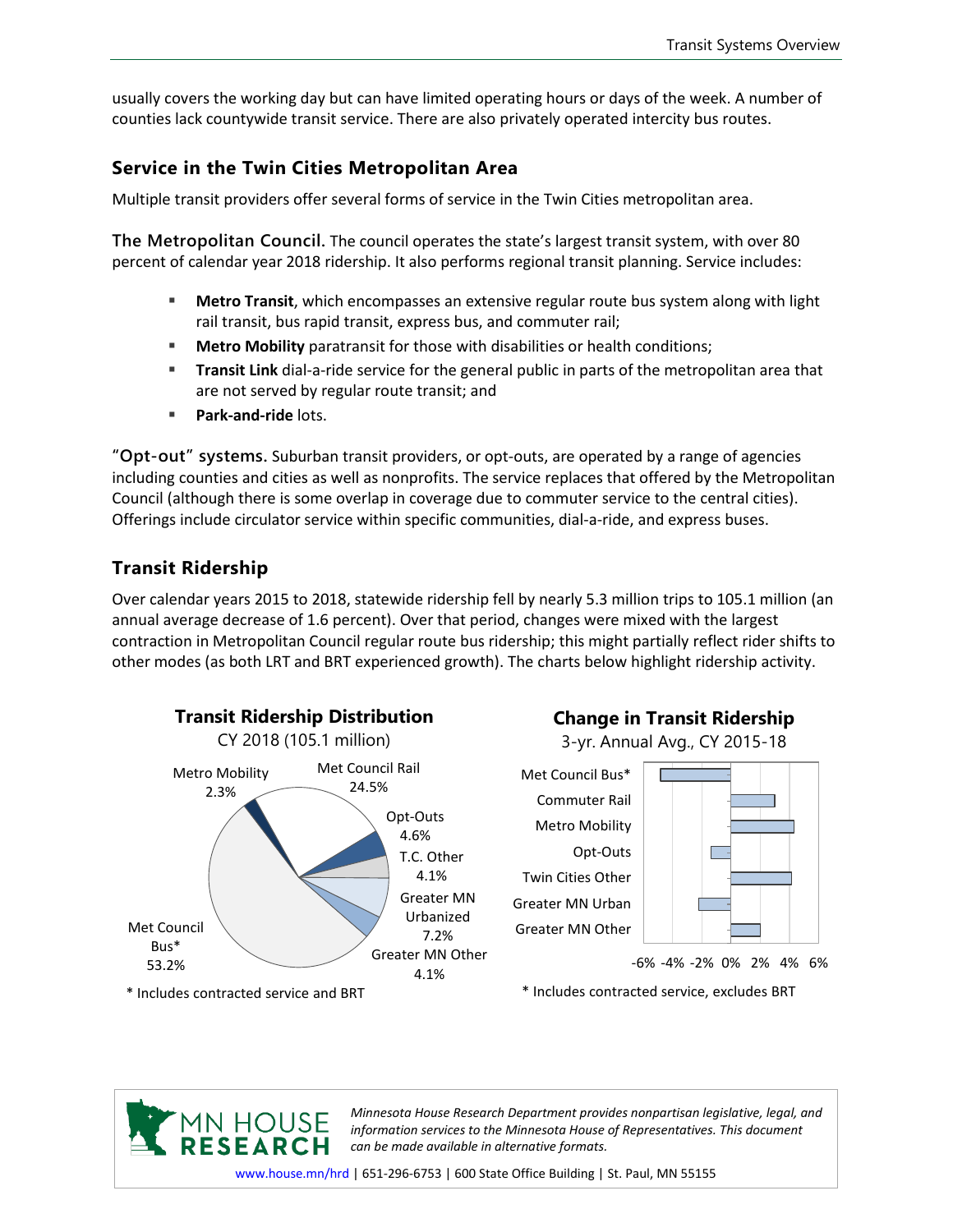usually covers the working day but can have limited operating hours or days of the week. A number of counties lack countywide transit service. There are also privately operated intercity bus routes.

## Service in the Twin Cities Metropolitan Area

Multiple transit providers offer several forms of service in the Twin Cities metropolitan area.

**The Metropolitan Council.** The council operates the state's largest transit system, with over 80 percent of calendar year 2018 ridership. It also performs regional transit planning. Service includes:

- **Metro Transit**, which encompasses an extensive regular route bus system along with light rail transit, bus rapid transit, express bus, and commuter rail;
- **Metro Mobility** paratransit for those with disabilities or health conditions;
- **Transit Link** dial-a-ride service for the general public in parts of the metropolitan area that are not served by regular route transit; and
- **Park-and-ride** lots.

**"Opt-out" systems.** Suburban transit providers, or opt-outs, are operated by a range of agencies including counties and cities as well as nonprofits. The service replaces that offered by the Metropolitan Council (although there is some overlap in coverage due to commuter service to the central cities). Offerings include circulator service within specific communities, dial-a-ride, and express buses.

## Transit Ridership

Over calendar years 2015 to 2018, statewide ridership fell by nearly 5.3 million trips to 105.1 million (an annual average decrease of 1.6 percent). Over that period, changes were mixed with the largest contraction in Metropolitan Council regular route bus ridership; this might partially reflect rider shifts to other modes (as both LRT and BRT experienced growth). The charts below highlight ridership activity.

**Transit Ridership Distribution**
CY 2018 (105.1 million)

Metro Mobility 2.3%
Met Council Rail 24.5%
Opt-Outs 4.6%
T.C. Other 4.1%
Greater MN Urbanized 7.2%
Greater MN Other 4.1%
Met Council Bus* 53.2%

\* Includes contracted service and BRT

**Change in Transit Ridership**
3-yr. Annual Avg., CY 2015-18

Met Council Bus*
Commuter Rail
Metro Mobility
Opt-Outs
Twin Cities Other
Greater MN Urban
Greater MN Other

-6% -4% -2% 0% 2% 4% 6%

\* Includes contracted service, excludes BRT

*Minnesota House Research Department provides nonpartisan legislative, legal, and information services to the Minnesota House of Representatives. This document can be made available in alternative formats.*

www.house.mn/hrd | 651-296-6753 | 600 State Office Building | St. Paul, MN 55155